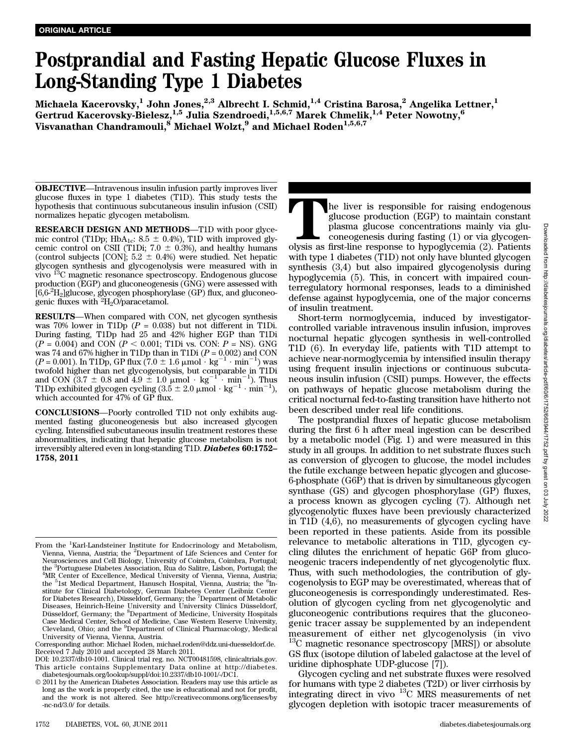ORIGINAL ARTICLE

# Postprandial and Fasting Hepatic Glucose Fluxes in Long-Standing Type 1 Diabetes

Michaela Kacerovsky,[1] John Jones,[2,3] Albrecht I. Schmid,[1,4] Cristina Barosa,[2] Angelika Lettner,[1] Gertrud Kacerovsky-Bielesz,[1,5] Julia Szendroedi,[1,5,6,7] Marek Chmelik,[1,4] Peter Nowotny,[6] Visvanathan Chandramouli,[8] Michael Wolzt,[9] and Michael Roden[1,5,6,7]

**OBJECTIVE**—Intravenous insulin infusion partly improves liver glucose fluxes in type 1 diabetes (T1D). This study tests the hypothesis that continuous subcutaneous insulin infusion (CSII) normalizes hepatic glycogen metabolism.

**RESEARCH DESIGN AND METHODS**—T1D with poor glycemic control (T1Dp; $HbA_{1c}$: 8.5 ± 0.4%), T1D with improved glycemic control on CSII (T1Di; 7.0 ± 0.3%), and healthy humans (control subjects [CON]; 5.2 ± 0.4%) were studied. Net hepatic glycogen synthesis and glycogenolysis were measured with in vivo $^{13}C$ magnetic resonance spectroscopy. Endogenous glucose production (EGP) and gluconeogenesis (GNG) were assessed with [6,6-$^2H_2$]glucose, glycogen phosphorylase (GP) flux, and gluconeogenic fluxes with $^2H_2O$/paracetamol.

**RESULTS**—When compared with CON, net glycogen synthesis was 70% lower in T1Dp ($P$ = 0.038) but not different in T1Di. During fasting, T1Dp had 25 and 42% higher EGP than T1Di ($P$ = 0.004) and CON ($P$ < 0.001; T1Di vs. CON: $P$ = NS). GNG was 74 and 67% higher in T1Dp than in T1Di ($P$ = 0.002) and CON ($P$ = 0.001). In T1Dp, GP flux (7.0 ± 1.6 $\mu mol \cdot kg^{-1} \cdot min^{-1}$) was twofold higher than net glycogenolysis, but comparable in T1Di and CON (3.7 ± 0.8 and 4.9 ± 1.0 $\mu mol \cdot kg^{-1} \cdot min^{-1}$). Thus T1Dp exhibited glycogen cycling (3.5 ± 2.0 $\mu mol \cdot kg^{-1} \cdot min^{-1}$), which accounted for 47% of GP flux.

**CONCLUSIONS**—Poorly controlled T1D not only exhibits augmented fasting gluconeogenesis but also increased glycogen cycling. Intensified subcutaneous insulin treatment restores these abnormalities, indicating that hepatic glucose metabolism is not irreversibly altered even in long-standing T1D. ***Diabetes* 60:1752–1758, 2011**

From the [1]Karl-Landsteiner Institute for Endocrinology and Metabolism, Vienna, Vienna, Austria; the [2]Department of Life Sciences and Center for Neurosciences and Cell Biology, University of Coimbra, Coimbra, Portugal; the [3]Portuguese Diabetes Association, Rua do Salitre, Lisbon, Portugal; the [4]MR Center of Excellence, Medical University of Vienna, Vienna, Austria; the [5]1st Medical Department, Hanusch Hospital, Vienna, Austria; the [6]Institute for Clinical Diabetology, German Diabetes Center (Leibniz Center for Diabetes Research), Düsseldorf, Germany; the [7]Department of Metabolic Diseases, Heinrich-Heine University and University Clinics Düsseldorf, Düsseldorf, Germany; the [8]Department of Medicine, University Hospitals Case Medical Center, School of Medicine, Case Western Reserve University, Cleveland, Ohio; and the [9]Department of Clinical Pharmacology, Medical University of Vienna, Vienna, Austria.

Corresponding author: Michael Roden, michael.roden@ddz.uni-duesseldorf.de.
Received 7 July 2010 and accepted 28 March 2011.
DOI: 10.2337/db10-1001. Clinical trial reg. no. NCT00481598, clinicaltrials.gov.
This article contains Supplementary Data online at http://diabetes.diabetesjournals.org/lookup/suppl/doi:10.2337/db10-1001/-/DC1.
© 2011 by the American Diabetes Association. Readers may use this article as long as the work is properly cited, the use is educational and not for profit, and the work is not altered. See http://creativecommons.org/licenses/by-nc-nd/3.0/ for details.

The liver is responsible for raising endogenous glucose production (EGP) to maintain constant plasma glucose concentrations mainly via gluconeogenesis during fasting (1) or via glycogenolysis as first-line response to hypoglycemia (2). Patients with type 1 diabetes (T1D) not only have blunted glycogen synthesis (3,4) but also impaired glycogenolysis during hypoglycemia (5). This, in concert with impaired counterregulatory hormonal responses, leads to a diminished defense against hypoglycemia, one of the major concerns of insulin treatment.

Short-term normoglycemia, induced by investigator-controlled variable intravenous insulin infusion, improves nocturnal hepatic glycogen synthesis in well-controlled T1D (6). In everyday life, patients with T1D attempt to achieve near-normoglycemia by intensified insulin therapy using frequent insulin injections or continuous subcutaneous insulin infusion (CSII) pumps. However, the effects on pathways of hepatic glucose metabolism during the critical nocturnal fed-to-fasting transition have hitherto not been described under real life conditions.

The postprandial fluxes of hepatic glucose metabolism during the first 6 h after meal ingestion can be described by a metabolic model (Fig. 1) and were measured in this study in all groups. In addition to net substrate fluxes such as conversion of glycogen to glucose, the model includes the futile exchange between hepatic glycogen and glucose-6-phosphate (G6P) that is driven by simultaneous glycogen synthase (GS) and glycogen phosphorylase (GP) fluxes, a process known as glycogen cycling (7). Although net glycogenolytic fluxes have been previously characterized in T1D (4,6), no measurements of glycogen cycling have been reported in these patients. Aside from its possible relevance to metabolic alterations in T1D, glycogen cycling dilutes the enrichment of hepatic G6P from gluconeogenic tracers independently of net glycogenolytic flux. Thus, with such methodologies, the contribution of glycogenolysis to EGP may be overestimated, whereas that of gluconeogenesis is correspondingly underestimated. Resolution of glycogen cycling from net glycogenolytic and gluconeogenic contributions requires that the gluconeogenic tracer assay be supplemented by an independent measurement of either net glycogenolysis (in vivo $^{13}C$ magnetic resonance spectroscopy [MRS]) or absolute GS flux (isotope dilution of labeled galactose at the level of uridine diphosphate UDP-glucose [7]).

Glycogen cycling and net substrate fluxes were resolved for humans with type 2 diabetes (T2D) or liver cirrhosis by integrating direct in vivo $^{13}C$ MRS measurements of net glycogen depletion with isotopic tracer measurements of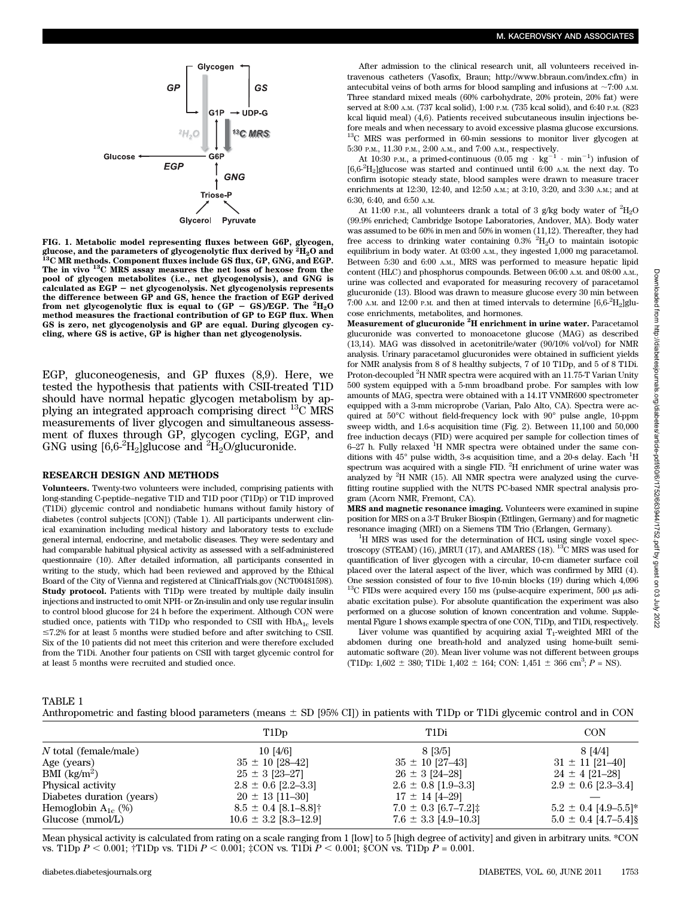FIG. 1. Metabolic model representing fluxes between G6P, glycogen, glucose, and the parameters of glycogenolytic flux derived by $^2H_2O$ and $^{13}C$ MR methods. Component fluxes include GS flux, GP, GNG, and EGP. The in vivo $^{13}C$ MRS assay measures the net loss of hexose from the pool of glycogen metabolites (i.e., net glycogenolysis), and GNG is calculated as EGP − net glycogenolysis. Net glycogenolysis represents the difference between GP and GS, hence the fraction of EGP derived from net glycogenolytic flux is equal to (GP − GS)/EGP. The $^2H_2O$ method measures the fractional contribution of GP to EGP flux. When GS is zero, net glycogenolysis and GP are equal. During glycogen cycling, where GS is active, GP is higher than net glycogenolysis.

EGP, gluconeogenesis, and GP fluxes (8,9). Here, we tested the hypothesis that patients with CSII-treated T1D should have normal hepatic glycogen metabolism by applying an integrated approach comprising direct $^{13}C$ MRS measurements of liver glycogen and simultaneous assessment of fluxes through GP, glycogen cycling, EGP, and GNG using [6,6-$^2H_2$]glucose and $^2H_2O$/glucuronide.

## RESEARCH DESIGN AND METHODS

**Volunteers.** Twenty-two volunteers were included, comprising patients with long-standing C-peptide–negative T1D and T1D poor (T1Dp) or T1D improved (T1Di) glycemic control and nondiabetic humans without family history of diabetes (control subjects [CON]) (Table 1). All participants underwent clinical examination including medical history and laboratory tests to exclude general internal, endocrine, and metabolic diseases. They were sedentary and had comparable habitual physical activity as assessed with a self-administered questionnaire (10). After detailed information, all participants consented in writing to the study, which had been reviewed and approved by the Ethical Board of the City of Vienna and registered at ClinicalTrials.gov (NCT00481598).

**Study protocol.** Patients with T1Dp were treated by multiple daily insulin injections and instructed to omit NPH- or Zn-insulin and only use regular insulin to control blood glucose for 24 h before the experiment. Although CON were studied once, patients with T1Dp who responded to CSII with $HbA_{1c}$ levels ≤7.2% for at least 5 months were studied before and after switching to CSII. Six of the 10 patients did not meet this criterion and were therefore excluded from the T1Di. Another four patients on CSII with target glycemic control for at least 5 months were recruited and studied once.

After admission to the clinical research unit, all volunteers received intravenous catheters (Vasofix, Braun; http://www.bbraun.com/index.cfm) in antecubital veins of both arms for blood sampling and infusions at ~7:00 A.M. Three standard mixed meals (60% carbohydrate, 20% protein, 20% fat) were served at 8:00 A.M. (737 kcal solid), 1:00 P.M. (735 kcal solid), and 6:40 P.M. (823 kcal liquid meal) (4,6). Patients received subcutaneous insulin injections before meals and when necessary to avoid excessive plasma glucose excursions. $^{13}C$ MRS was performed in 60-min sessions to monitor liver glycogen at 5:30 P.M., 11.30 P.M., 2:00 A.M., and 7:00 A.M., respectively.

At 10:30 P.M., a primed-continuous (0.05 mg · $kg^{-1}$ · $min^{-1}$) infusion of [6,6-$^2H_2$]glucose was started and continued until 6:00 A.M. the next day. To confirm isotopic steady state, blood samples were drawn to measure tracer enrichments at 12:30, 12:40, and 12:50 A.M.; at 3:10, 3:20, and 3:30 A.M.; and at 6:30, 6:40, and 6:50 A.M.

At 11:00 P.M., all volunteers drank a total of 3 g/kg body water of $^2H_2O$ (99.9% enriched; Cambridge Isotope Laboratories, Andover, MA). Body water was assumed to be 60% in men and 50% in women (11,12). Thereafter, they had free access to drinking water containing 0.3% $^2H_2O$ to maintain isotopic equilibrium in body water. At 03:00 A.M., they ingested 1,000 mg paracetamol. Between 5:30 and 6:00 A.M., MRS was performed to measure hepatic lipid content (HLC) and phosphorus compounds. Between 06:00 A.M. and 08:00 A.M., urine was collected and evaporated for measuring recovery of paracetamol glucuronide (13). Blood was drawn to measure glucose every 30 min between 7:00 A.M. and 12:00 P.M. and then at timed intervals to determine [6,6-$^2H_2$]glucose enrichments, metabolites, and hormones.

**Measurement of glucuronide $^2H$ enrichment in urine water.** Paracetamol glucuronide was converted to monoacetone glucose (MAG) as described (13,14). MAG was dissolved in acetonitrile/water (90/10% vol/vol) for NMR analysis. Urinary paracetamol glucuronides were obtained in sufficient yields for NMR analysis from 8 of 8 healthy subjects, 7 of 10 T1Dp, and 5 of 8 T1Di. Proton-decoupled $^2H$ NMR spectra were acquired with an 11.75-T Varian Unity 500 system equipped with a 5-mm broadband probe. For samples with low amounts of MAG, spectra were obtained with a 14.1T VNMR600 spectrometer equipped with a 3-mm microprobe (Varian, Palo Alto, CA). Spectra were acquired at 50°C without field-frequency lock with 90° pulse angle, 10-ppm sweep width, and 1.6-s acquisition time (Fig. 2). Between 11,100 and 50,000 free induction decays (FID) were acquired per sample for collection times of 6–27 h. Fully relaxed $^1H$ NMR spectra were obtained under the same conditions with 45° pulse width, 3-s acquisition time, and a 20-s delay. Each $^1H$ spectrum was acquired with a single FID. $^2H$ enrichment of urine water was analyzed by $^2H$ NMR (15). All NMR spectra were analyzed using the curve-fitting routine supplied with the NUTS PC-based NMR spectral analysis program (Acorn NMR, Fremont, CA).

**MRS and magnetic resonance imaging.** Volunteers were examined in supine position for MRS on a 3-T Bruker Biospin (Ettlingen, Germany) and for magnetic resonance imaging (MRI) on a Siemens TIM Trio (Erlangen, Germany).

$^1H$ MRS was used for the determination of HCL using single voxel spectroscopy (STEAM) (16), jMRUI (17), and AMARES (18). $^{13}C$ MRS was used for quantification of liver glycogen with a circular, 10-cm diameter surface coil placed over the lateral aspect of the liver, which was confirmed by MRI (4). One session consisted of four to five 10-min blocks (19) during which 4,096 $^{13}C$ FIDs were acquired every 150 ms (pulse-acquire experiment, 500 μs adiabatic excitation pulse). For absolute quantification the experiment was also performed on a glucose solution of known concentration and volume. Supplemental Figure 1 shows example spectra of one CON, T1Dp, and T1Di, respectively.

Liver volume was quantified by acquiring axial $T_1$-weighted MRI of the abdomen during one breath-hold and analyzed using home-built semiautomatic software (20). Mean liver volume was not different between groups (T1Dp: 1,602 ± 380; T1Di: 1,402 ± 164; CON: 1,451 ± 366 $cm^3$; $P$ = NS).

TABLE 1
Anthropometric and fasting blood parameters (means ± SD [95% CI]) in patients with T1Dp or T1Di glycemic control and in CON

| | T1Dp | T1Di | CON |
|---|---|---|---|
| $N$ total (female/male) | 10 [4/6] | 8 [3/5] | 8 [4/4] |
| Age (years) | 35 ± 10 [28–42] | 35 ± 10 [27–43] | 31 ± 11 [21–40] |
| BMI (kg/$m^2$) | 25 ± 3 [23–27] | 26 ± 3 [24–28] | 24 ± 4 [21–28] |
| Physical activity | 2.8 ± 0.6 [2.2–3.3] | 2.6 ± 0.8 [1.9–3.3] | 2.9 ± 0.6 [2.3–3.4] |
| Diabetes duration (years) | 20 ± 13 [11–30] | 17 ± 14 [4–29] | — |
| Hemoglobin $A_{1c}$ (%) | 8.5 ± 0.4 [8.1–8.8]† | 7.0 ± 0.3 [6.7–7.2]‡ | 5.2 ± 0.4 [4.9–5.5]* |
| Glucose (mmol/L) | 10.6 ± 3.2 [8.3–12.9] | 7.6 ± 3.3 [4.9–10.3] | 5.0 ± 0.4 [4.7–5.4]§ |

Mean physical activity is calculated from rating on a scale ranging from 1 [low] to 5 [high degree of activity] and given in arbitrary units. *CON vs. T1Dp $P < 0.001$; †T1Dp vs. T1Di $P < 0.001$; ‡CON vs. T1Di $P < 0.001$; §CON vs. T1Dp $P = 0.001$.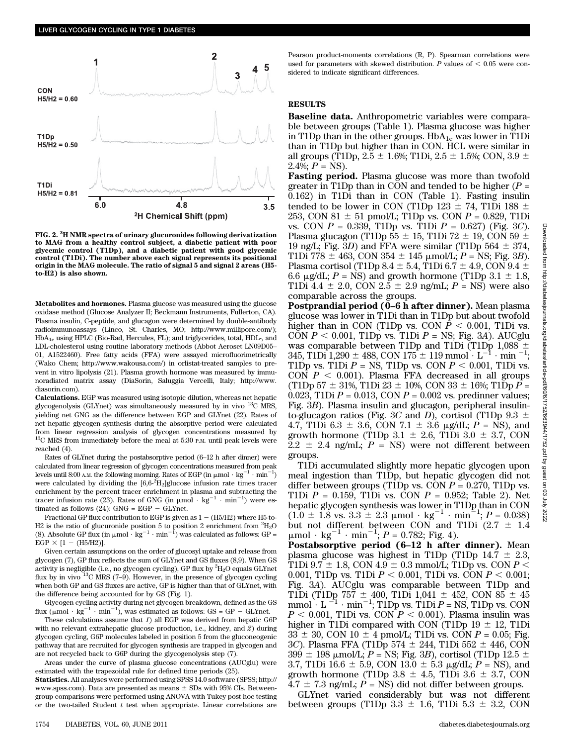FIG. 2. $^2$H NMR spectra of urinary glucuronides following derivatization to MAG from a healthy control subject, a diabetic patient with poor glycemic control (T1Dp), and a diabetic patient with good glycemic control (T1Di). The number above each signal represents its positional origin in the MAG molecule. The ratio of signal 5 and signal 2 areas (H5-to-H2) is also shown.

**Metabolites and hormones.** Plasma glucose was measured using the glucose oxidase method (Glucose Analyzer II; Beckmann Instruments, Fullerton, CA). Plasma insulin, C-peptide, and glucagon were determined by double-antibody radioimmunoassays (Linco, St. Charles, MO; http://www.millipore.com/); $HbA_{1c}$ using HPLC (Bio-Rad, Hercules, FL); and triglycerides, total, HDL-, and LDL-cholesterol using routine laboratory methods (Abbot Aeroset LN09D05–01, A1522460). Free fatty acids (FFA) were assayed microfluorimetrically (Wako Chem; http://www.wakousa.com/) in orlistat-treated samples to prevent in vitro lipolysis (21). Plasma growth hormone was measured by immunoradiated matrix assay (DiaSorin, Saluggia Vercelli, Italy; http://www.diasorin.com).

**Calculations.** EGP was measured using isotopic dilution, whereas net hepatic glycogenolysis (GLYnet) was simultaneously measured by in vivo $^{13}$C MRS, yielding net GNG as the difference between EGP and GLYnet (22). Rates of net hepatic glycogen synthesis during the absorptive period were calculated from linear regression analysis of glycogen concentrations measured by $^{13}$C MRS from immediately before the meal at 5:30 P.M. until peak levels were reached (4).

Rates of GLYnet during the postabsorptive period (6–12 h after dinner) were calculated from linear regression of glycogen concentrations measured from peak levels until 8:00 A.M. the following morning. Rates of EGP (in $\mu mol \cdot kg^{-1} \cdot min^{-1}$) were calculated by dividing the [6,6-$^2H_2$]glucose infusion rate times tracer enrichment by the percent tracer enrichment in plasma and subtracting the tracer infusion rate (23). Rates of GNG (in $\mu mol \cdot kg^{-1} \cdot min^{-1}$) were estimated as follows (24): GNG = EGP − GLYnet.

Fractional GP flux contribution to EGP is given as 1 − (H5/H2) where H5-to-H2 is the ratio of glucuronide position 5 to position 2 enrichment from $^2H_2O$ (8). Absolute GP flux (in $\mu mol \cdot kg^{-1} \cdot min^{-1}$) was calculated as follows: GP = EGP × [1 − (H5/H2)].

Given certain assumptions on the order of glucosyl uptake and release from glycogen (7), GP flux reflects the sum of GLYnet and GS fluxes (8,9). When GS activity is negligible (i.e., no glycogen cycling), GP flux by $^2H_2O$ equals GLYnet flux by in vivo $^{13}$C MRS (7–9). However, in the presence of glycogen cycling when both GP and GS fluxes are active, GP is higher than that of GLYnet, with the difference being accounted for by GS (Fig. 1).

Glycogen cycling activity during net glycogen breakdown, defined as the GS flux ($\mu mol \cdot kg^{-1} \cdot min^{-1}$), was estimated as follows: GS = GP − GLYnet.

These calculations assume that *1*) all EGP was derived from hepatic G6P with no relevant extrahepatic glucose production, i.e., kidney, and *2*) during glycogen cycling, G6P molecules labeled in position 5 from the gluconeogenic pathway that are recruited for glycogen synthesis are trapped in glycogen and are not recycled back to G6P during the glycogenolysis step (7).

Areas under the curve of plasma glucose concentrations (AUCglu) were estimated with the trapezoidal rule for defined time periods (25).

**Statistics.** All analyses were performed using SPSS 14.0 software (SPSS; http://www.spss.com). Data are presented as means ± SDs with 95% CIs. Between-group comparisons were performed using ANOVA with Tukey post hoc testing or the two-tailed Student *t* test when appropriate. Linear correlations are Pearson product-moments correlations (R, P). Spearman correlations were used for parameters with skewed distribution. *P* values of < 0.05 were considered to indicate significant differences.

## RESULTS

**Baseline data.** Anthropometric variables were comparable between groups (Table 1). Plasma glucose was higher in T1Dp than in the other groups. $HbA_{1c}$ was lower in T1Di than in T1Dp but higher than in CON. HCL were similar in all groups (T1Dp, 2.5 ± 1.6%; T1Di, 2.5 ± 1.5%; CON, 3.9 ± 2.4%; *P* = NS).

**Fasting period.** Plasma glucose was more than twofold greater in T1Dp than in CON and tended to be higher (*P* = 0.162) in T1Di than in CON (Table 1). Fasting insulin tended to be lower in CON (T1Dp 123 ± 74, T1Di 188 ± 253, CON 81 ± 51 pmol/L; T1Dp vs. CON *P* = 0.829, T1Di vs. CON *P* = 0.339, T1Dp vs. T1Di *P* = 0.627) (Fig. 3*C*). Plasma glucagon (T1Dp 55 ± 15, T1Di 72 ± 19, CON 59 ± 19 ng/L; Fig. 3*D*) and FFA were similar (T1Dp 564 ± 374, T1Di 778 ± 463, CON 354 ± 145 μmol/L; *P* = NS; Fig. 3*B*). Plasma cortisol (T1Dp 8.4 ± 5.4, T1Di 6.7 ± 4.9, CON 9.4 ± 6.6 μg/dL; *P* = NS) and growth hormone (T1Dp 3.1 ± 1.8, T1Di 4.4 ± 2.0, CON 2.5 ± 2.9 ng/mL; *P* = NS) were also comparable across the groups.

**Postprandial period (0–6 h after dinner).** Mean plasma glucose was lower in T1Di than in T1Dp but about twofold higher than in CON (T1Dp vs. CON *P* < 0.001, T1Di vs. CON *P* < 0.001, T1Dp vs. T1Di *P* = NS; Fig. 3*A*). AUCglu was comparable between T1Dp and T1Di (T1Dp 1,088 ± 345, T1Di 1,290 ± 488, CON 175 ± 119 $mmol \cdot L^{-1} \cdot min^{-1}$; T1Dp vs. T1Di *P* = NS, T1Dp vs. CON *P* < 0.001, T1Di vs. CON *P* < 0.001). Plasma FFA decreased in all groups (T1Dp 57 ± 31%, T1Di 23 ± 10%, CON 33 ± 16%; T1Dp *P* = 0.023, T1Di *P* = 0.013, CON *P* = 0.002 vs. predinner values; Fig. 3*B*). Plasma insulin and glucagon, peripheral insulin-to-glucagon ratios (Fig. 3*C* and *D*), cortisol (T1Dp 9.3 ± 4.7, T1Di 6.3 ± 3.6, CON 7.1 ± 3.6 μg/dL; *P* = NS), and growth hormone (T1Dp 3.1 ± 2.6, T1Di 3.0 ± 3.7, CON 2.2 ± 2.4 ng/mL; *P* = NS) were not different between groups.

T1Di accumulated slightly more hepatic glycogen upon meal ingestion than T1Dp, but hepatic glycogen did not differ between groups (T1Dp vs. CON *P* = 0.270, T1Dp vs. T1Di *P* = 0.159, T1Di vs. CON *P* = 0.952; Table 2). Net hepatic glycogen synthesis was lower in T1Dp than in CON (1.0 ± 1.8 vs. 3.3 ± 2.3 $\mu mol \cdot kg^{-1} \cdot min^{-1}$; *P* = 0.038) but not different between CON and T1Di (2.7 ± 1.4 $\mu mol \cdot kg^{-1} \cdot min^{-1}$; *P* = 0.782; Fig. 4).

**Postabsorptive period (6–12 h after dinner).** Mean plasma glucose was highest in T1Dp (T1Dp 14.7 ± 2.3, T1Di 9.7 ± 1.8, CON 4.9 ± 0.3 mmol/L; T1Dp vs. CON *P* < 0.001, T1Dp vs. T1Di *P* < 0.001, T1Di vs. CON *P* < 0.001; Fig. 3*A*). AUCglu was comparable between T1Dp and T1Di (T1Dp 757 ± 400, T1Di 1,041 ± 452, CON 85 ± 45 $mmol \cdot L^{-1} \cdot min^{-1}$; T1Dp vs. T1Di *P* = NS, T1Dp vs. CON *P* < 0.001, T1Di vs. CON *P* < 0.001). Plasma insulin was higher in T1Di compared with CON (T1Dp 19 ± 12, T1Di 33 ± 30, CON 10 ± 4 pmol/L; T1Di vs. CON *P* = 0.05; Fig. 3*C*). Plasma FFA (T1Dp 574 ± 244, T1Di 552 ± 446, CON 399 ± 198 μmol/L; *P* = NS; Fig. 3*B*), cortisol (T1Dp 12.5 ± 3.7, T1Di 16.6 ± 5.9, CON 13.0 ± 5.3 μg/dL; *P* = NS), and growth hormone (T1Dp 3.8 ± 4.5, T1Di 3.6 ± 3.7, CON 4.7 ± 7.3 ng/mL; *P* = NS) did not differ between groups.

GLYnet varied considerably but was not different between groups (T1Dp 3.3 ± 1.6, T1Di 5.3 ± 3.2, CON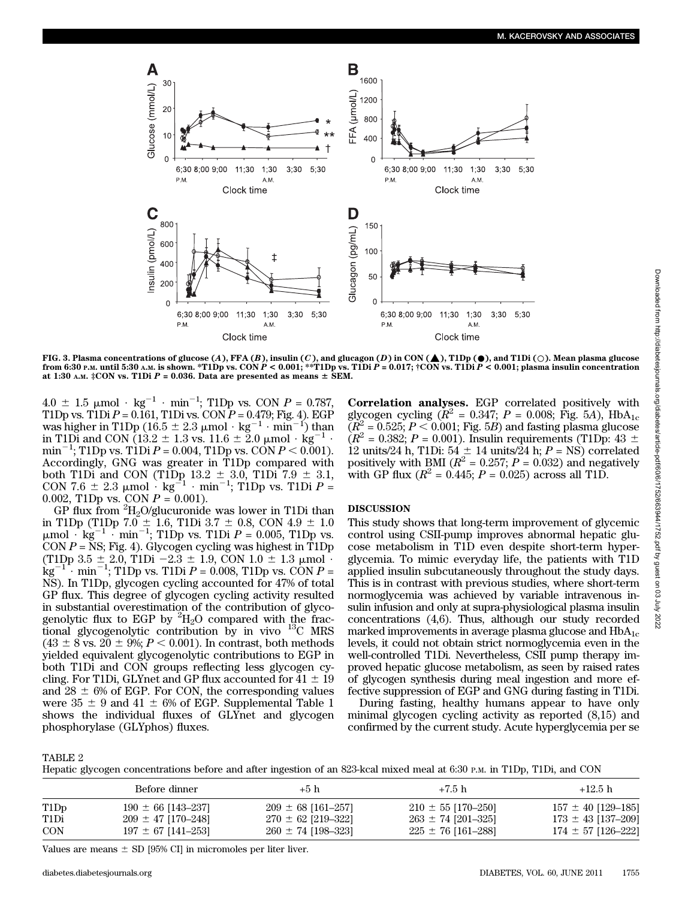FIG. 3. Plasma concentrations of glucose (*A*), FFA (*B*), insulin (*C*), and glucagon (*D*) in CON (▲), T1Dp (●), and T1Di (○). Mean plasma glucose from 6:30 P.M. until 5:30 A.M. is shown. *T1Dp vs. CON $P < 0.001$; **T1Dp vs. T1Di $P = 0.017$; †CON vs. T1Di $P < 0.001$; plasma insulin concentration at 1:30 A.M. ‡CON vs. T1Di $P = 0.036$. Data are presented as means ± SEM.

$4.0 \pm 1.5$ μmol · kg$^{-1}$ · min$^{-1}$; T1Dp vs. CON $P = 0.787$, T1Dp vs. T1Di $P = 0.161$, T1Di vs. CON $P = 0.479$; Fig. 4). EGP was higher in T1Dp ($16.5 \pm 2.3$ μmol · kg$^{-1}$ · min$^{-1}$) than in T1Di and CON ($13.2 \pm 1.3$ vs. $11.6 \pm 2.0$ μmol · kg$^{-1}$ · min$^{-1}$; T1Dp vs. T1Di $P = 0.004$, T1Dp vs. CON $P < 0.001$). Accordingly, GNG was greater in T1Dp compared with both T1Di and CON (T1Dp $13.2 \pm 3.0$, T1Di $7.9 \pm 3.1$, CON $7.6 \pm 2.3$ μmol · kg$^{-1}$ · min$^{-1}$; T1Dp vs. T1Di $P = 0.002$, T1Dp vs. CON $P = 0.001$).

GP flux from $^2H_2O$/glucuronide was lower in T1Di than in T1Dp (T1Dp $7.0 \pm 1.6$, T1Di $3.7 \pm 0.8$, CON $4.9 \pm 1.0$ μmol · kg$^{-1}$ · min$^{-1}$; T1Dp vs. T1Di $P = 0.005$, T1Dp vs. CON $P$ = NS; Fig. 4). Glycogen cycling was highest in T1Dp (T1Dp $3.5 \pm 2.0$, T1Di $-2.3 \pm 1.9$, CON $1.0 \pm 1.3$ μmol · kg$^{-1}$ · min$^{-1}$; T1Dp vs. T1Di $P = 0.008$, T1Dp vs. CON $P$ = NS). In T1Dp, glycogen cycling accounted for 47% of total GP flux. This degree of glycogen cycling activity resulted in substantial overestimation of the contribution of glycogenolytic flux to EGP by $^2H_2O$ compared with the fractional glycogenolytic contribution by in vivo $^{13}C$ MRS ($43 \pm 8$ vs. $20 \pm 9$%; $P < 0.001$). In contrast, both methods yielded equivalent glycogenolytic contributions to EGP in both T1Di and CON groups reflecting less glycogen cycling. For T1Di, GLYnet and GP flux accounted for $41 \pm 19$ and $28 \pm 6$% of EGP. For CON, the corresponding values were $35 \pm 9$ and $41 \pm 6$% of EGP. Supplemental Table 1 shows the individual fluxes of GLYnet and glycogen phosphorylase (GLYphos) fluxes.

**Correlation analyses.** EGP correlated positively with glycogen cycling ($R^2 = 0.347$; $P = 0.008$; Fig. 5*A*), $HbA_{1c}$ ($R^2 = 0.525$; $P < 0.001$; Fig. 5*B*) and fasting plasma glucose ($R^2 = 0.382$; $P = 0.001$). Insulin requirements (T1Dp: $43 \pm 12$ units/24 h, T1Di: $54 \pm 14$ units/24 h; $P$ = NS) correlated positively with BMI ($R^2 = 0.257$; $P = 0.032$) and negatively with GP flux ($R^2 = 0.445$; $P = 0.025$) across all T1D.

## DISCUSSION

This study shows that long-term improvement of glycemic control using CSII-pump improves abnormal hepatic glucose metabolism in T1D even despite short-term hyperglycemia. To mimic everyday life, the patients with T1D applied insulin subcutaneously throughout the study days. This is in contrast with previous studies, where short-term normoglycemia was achieved by variable intravenous insulin infusion and only at supra-physiological plasma insulin concentrations (4,6). Thus, although our study recorded marked improvements in average plasma glucose and $HbA_{1c}$ levels, it could not obtain strict normoglycemia even in the well-controlled T1Di. Nevertheless, CSII pump therapy improved hepatic glucose metabolism, as seen by raised rates of glycogen synthesis during meal ingestion and more effective suppression of EGP and GNG during fasting in T1Di.

During fasting, healthy humans appear to have only minimal glycogen cycling activity as reported (8,15) and confirmed by the current study. Acute hyperglycemia per se

TABLE 2

Hepatic glycogen concentrations before and after ingestion of an 823-kcal mixed meal at 6:30 P.M. in T1Dp, T1Di, and CON

| | Before dinner | +5 h | +7.5 h | +12.5 h |
|---|---|---|---|---|
| T1Dp | 190 ± 66 [143–237] | 209 ± 68 [161–257] | 210 ± 55 [170–250] | 157 ± 40 [129–185] |
| T1Di | 209 ± 47 [170–248] | 270 ± 62 [219–322] | 263 ± 74 [201–325] | 173 ± 43 [137–209] |
| CON | 197 ± 67 [141–253] | 260 ± 74 [198–323] | 225 ± 76 [161–288] | 174 ± 57 [126–222] |

Values are means ± SD [95% CI] in micromoles per liter liver.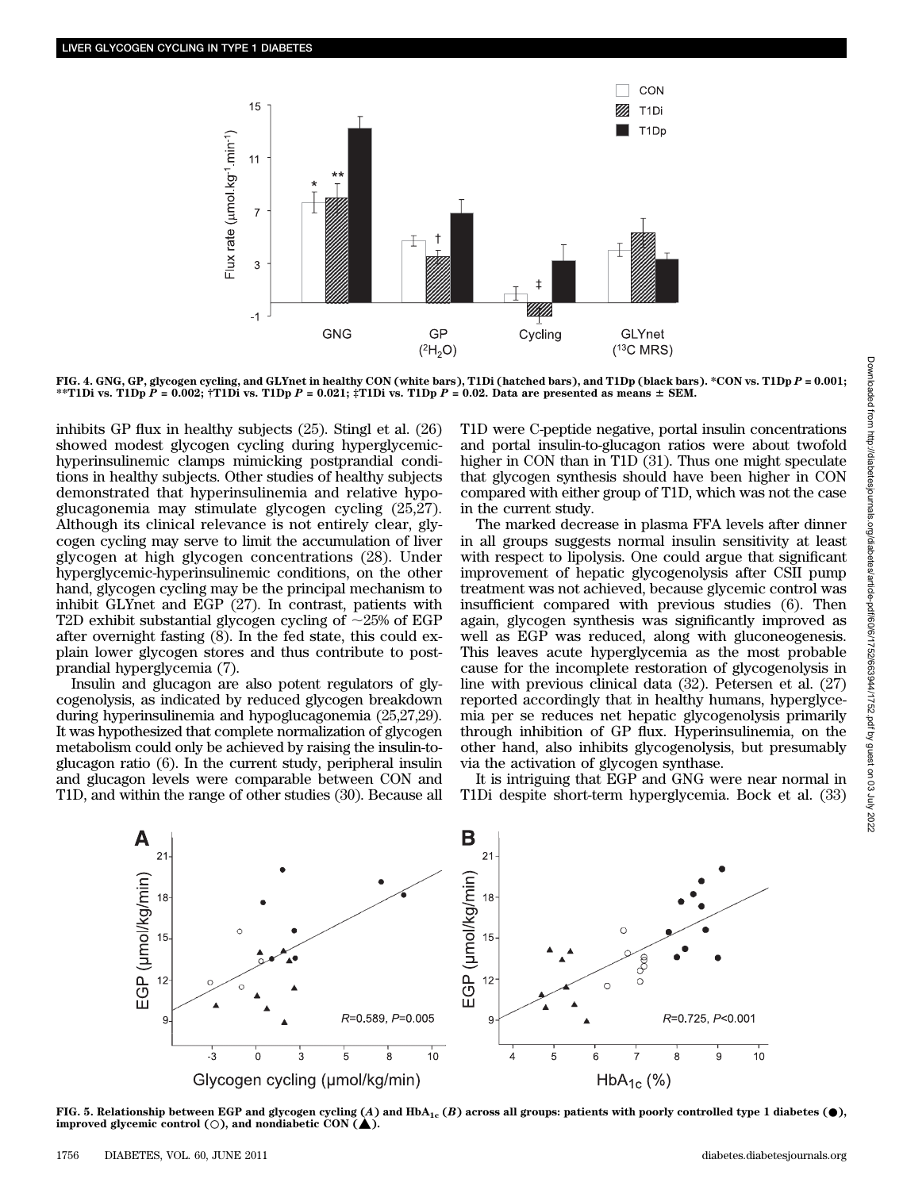FIG. 4. GNG, GP, glycogen cycling, and GLYnet in healthy CON (white bars), T1Di (hatched bars), and T1Dp (black bars). *CON vs. T1Dp $P$ = 0.001; **T1Di vs. T1Dp $P$ = 0.002; †T1Di vs. T1Dp $P$ = 0.021; ‡T1Di vs. T1Dp $P$ = 0.02. Data are presented as means ± SEM.

inhibits GP flux in healthy subjects (25). Stingl et al. (26) showed modest glycogen cycling during hyperglycemic-hyperinsulinemic clamps mimicking postprandial conditions in healthy subjects. Other studies of healthy subjects demonstrated that hyperinsulinemia and relative hypoglucagonemia may stimulate glycogen cycling (25,27). Although its clinical relevance is not entirely clear, glycogen cycling may serve to limit the accumulation of liver glycogen at high glycogen concentrations (28). Under hyperglycemic-hyperinsulinemic conditions, on the other hand, glycogen cycling may be the principal mechanism to inhibit GLYnet and EGP (27). In contrast, patients with T2D exhibit substantial glycogen cycling of ~25% of EGP after overnight fasting (8). In the fed state, this could explain lower glycogen stores and thus contribute to postprandial hyperglycemia (7).

Insulin and glucagon are also potent regulators of glycogenolysis, as indicated by reduced glycogen breakdown during hyperinsulinemia and hypoglucagonemia (25,27,29). It was hypothesized that complete normalization of glycogen metabolism could only be achieved by raising the insulin-to-glucagon ratio (6). In the current study, peripheral insulin and glucagon levels were comparable between CON and T1D, and within the range of other studies (30). Because all T1D were C-peptide negative, portal insulin concentrations and portal insulin-to-glucagon ratios were about twofold higher in CON than in T1D (31). Thus one might speculate that glycogen synthesis should have been higher in CON compared with either group of T1D, which was not the case in the current study.

The marked decrease in plasma FFA levels after dinner in all groups suggests normal insulin sensitivity at least with respect to lipolysis. One could argue that significant improvement of hepatic glycogenolysis after CSII pump treatment was not achieved, because glycemic control was insufficient compared with previous studies (6). Then again, glycogen synthesis was significantly improved as well as EGP was reduced, along with gluconeogenesis. This leaves acute hyperglycemia as the most probable cause for the incomplete restoration of glycogenolysis in line with previous clinical data (32). Petersen et al. (27) reported accordingly that in healthy humans, hyperglycemia per se reduces net hepatic glycogenolysis primarily through inhibition of GP flux. Hyperinsulinemia, on the other hand, also inhibits glycogenolysis, but presumably via the activation of glycogen synthase.

It is intriguing that EGP and GNG were near normal in T1Di despite short-term hyperglycemia. Bock et al. (33)

FIG. 5. Relationship between EGP and glycogen cycling (*A*) and $HbA_{1c}$ (*B*) across all groups: patients with poorly controlled type 1 diabetes (●), improved glycemic control (○), and nondiabetic CON (▲).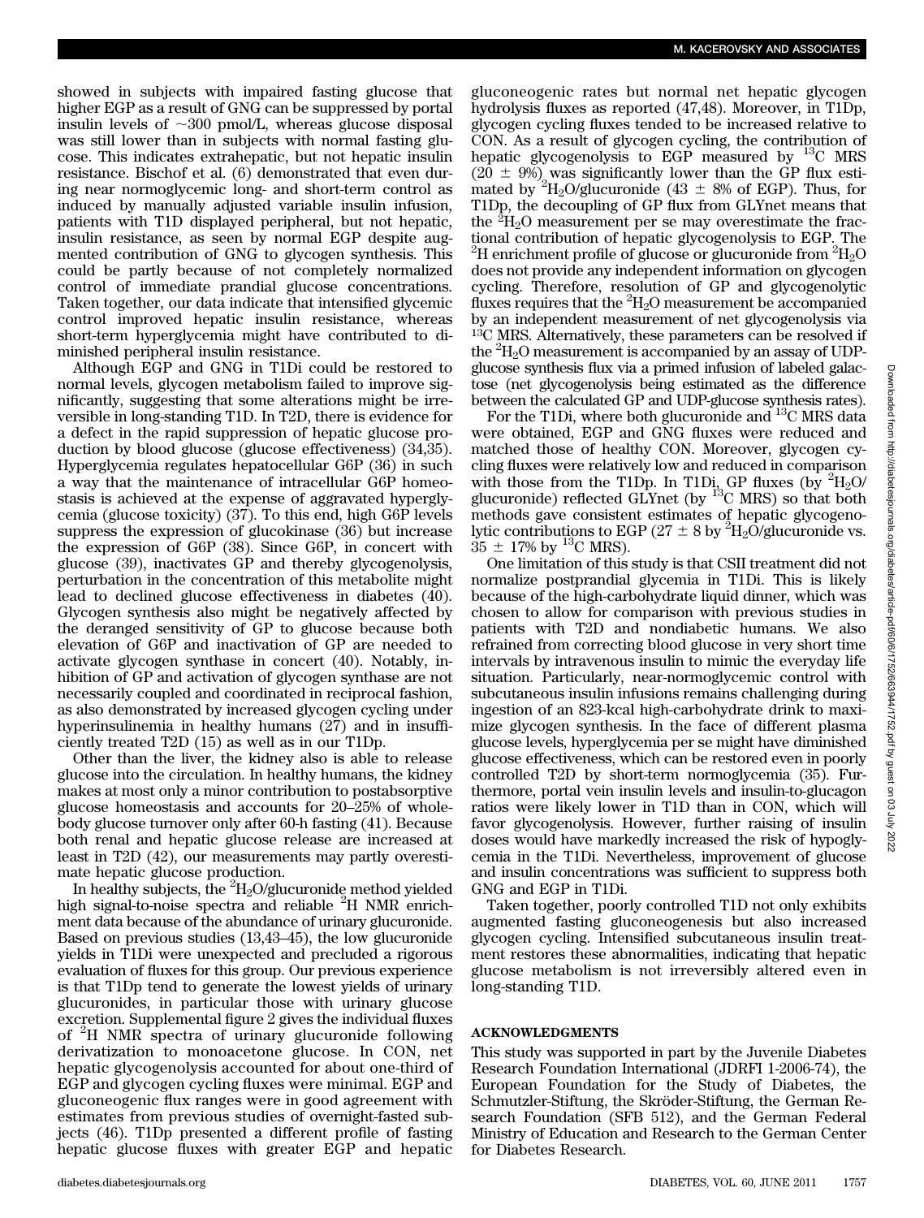showed in subjects with impaired fasting glucose that higher EGP as a result of GNG can be suppressed by portal insulin levels of ~300 pmol/L, whereas glucose disposal was still lower than in subjects with normal fasting glucose. This indicates extrahepatic, but not hepatic insulin resistance. Bischof et al. (6) demonstrated that even during near normoglycemic long- and short-term control as induced by manually adjusted variable insulin infusion, patients with T1D displayed peripheral, but not hepatic, insulin resistance, as seen by normal EGP despite augmented contribution of GNG to glycogen synthesis. This could be partly because of not completely normalized control of immediate prandial glucose concentrations. Taken together, our data indicate that intensified glycemic control improved hepatic insulin resistance, whereas short-term hyperglycemia might have contributed to diminished peripheral insulin resistance.

Although EGP and GNG in T1Di could be restored to normal levels, glycogen metabolism failed to improve significantly, suggesting that some alterations might be irreversible in long-standing T1D. In T2D, there is evidence for a defect in the rapid suppression of hepatic glucose production by blood glucose (glucose effectiveness) (34,35). Hyperglycemia regulates hepatocellular G6P (36) in such a way that the maintenance of intracellular G6P homeostasis is achieved at the expense of aggravated hyperglycemia (glucose toxicity) (37). To this end, high G6P levels suppress the expression of glucokinase (36) but increase the expression of G6P (38). Since G6P, in concert with glucose (39), inactivates GP and thereby glycogenolysis, perturbation in the concentration of this metabolite might lead to declined glucose effectiveness in diabetes (40). Glycogen synthesis also might be negatively affected by the deranged sensitivity of GP to glucose because both elevation of G6P and inactivation of GP are needed to activate glycogen synthase in concert (40). Notably, inhibition of GP and activation of glycogen synthase are not necessarily coupled and coordinated in reciprocal fashion, as also demonstrated by increased glycogen cycling under hyperinsulinemia in healthy humans (27) and in insufficiently treated T2D (15) as well as in our T1Dp.

Other than the liver, the kidney also is able to release glucose into the circulation. In healthy humans, the kidney makes at most only a minor contribution to postabsorptive glucose homeostasis and accounts for 20–25% of whole-body glucose turnover only after 60-h fasting (41). Because both renal and hepatic glucose release are increased at least in T2D (42), our measurements may partly overestimate hepatic glucose production.

In healthy subjects, the $^{2}H_2O$/glucuronide method yielded high signal-to-noise spectra and reliable $^{2}H$ NMR enrichment data because of the abundance of urinary glucuronide. Based on previous studies (13,43–45), the low glucuronide yields in T1Di were unexpected and precluded a rigorous evaluation of fluxes for this group. Our previous experience is that T1Dp tend to generate the lowest yields of urinary glucuronides, in particular those with urinary glucose excretion. Supplemental figure 2 gives the individual fluxes of $^{2}H$ NMR spectra of urinary glucuronide following derivatization to monoacetone glucose. In CON, net hepatic glycogenolysis accounted for about one-third of EGP and glycogen cycling fluxes were minimal. EGP and gluconeogenic flux ranges were in good agreement with estimates from previous studies of overnight-fasted subjects (46). T1Dp presented a different profile of fasting hepatic glucose fluxes with greater EGP and hepatic gluconeogenic rates but normal net hepatic glycogen hydrolysis fluxes as reported (47,48). Moreover, in T1Dp, glycogen cycling fluxes tended to be increased relative to CON. As a result of glycogen cycling, the contribution of hepatic glycogenolysis to EGP measured by $^{13}C$ MRS ($20 \pm 9\%$) was significantly lower than the GP flux estimated by $^{2}H_2O$/glucuronide ($43 \pm 8\%$ of EGP). Thus, for T1Dp, the decoupling of GP flux from GLYnet means that the $^{2}H_2O$ measurement per se may overestimate the fractional contribution of hepatic glycogenolysis to EGP. The $^{2}H$ enrichment profile of glucose or glucuronide from $^{2}H_2O$ does not provide any independent information on glycogen cycling. Therefore, resolution of GP and glycogenolytic fluxes requires that the $^{2}H_2O$ measurement be accompanied by an independent measurement of net glycogenolysis via $^{13}C$ MRS. Alternatively, these parameters can be resolved if the $^{2}H_2O$ measurement is accompanied by an assay of UDP-glucose synthesis flux via a primed infusion of labeled galactose (net glycogenolysis being estimated as the difference between the calculated GP and UDP-glucose synthesis rates).

For the T1Di, where both glucuronide and $^{13}C$ MRS data were obtained, EGP and GNG fluxes were reduced and matched those of healthy CON. Moreover, glycogen cycling fluxes were relatively low and reduced in comparison with those from the T1Dp. In T1Di, GP fluxes (by $^{2}H_2O$/glucuronide) reflected GLYnet (by $^{13}C$ MRS) so that both methods gave consistent estimates of hepatic glycogenolytic contributions to EGP ($27 \pm 8$ by $^{2}H_2O$/glucuronide vs. $35 \pm 17\%$ by $^{13}C$ MRS).

One limitation of this study is that CSII treatment did not normalize postprandial glycemia in T1Di. This is likely because of the high-carbohydrate liquid dinner, which was chosen to allow for comparison with previous studies in patients with T2D and nondiabetic humans. We also refrained from correcting blood glucose in very short time intervals by intravenous insulin to mimic the everyday life situation. Particularly, near-normoglycemic control with subcutaneous insulin infusions remains challenging during ingestion of an 823-kcal high-carbohydrate drink to maximize glycogen synthesis. In the face of different plasma glucose levels, hyperglycemia per se might have diminished glucose effectiveness, which can be restored even in poorly controlled T2D by short-term normoglycemia (35). Furthermore, portal vein insulin levels and insulin-to-glucagon ratios were likely lower in T1D than in CON, which will favor glycogenolysis. However, further raising of insulin doses would have markedly increased the risk of hypoglycemia in the T1Di. Nevertheless, improvement of glucose and insulin concentrations was sufficient to suppress both GNG and EGP in T1Di.

Taken together, poorly controlled T1D not only exhibits augmented fasting gluconeogenesis but also increased glycogen cycling. Intensified subcutaneous insulin treatment restores these abnormalities, indicating that hepatic glucose metabolism is not irreversibly altered even in long-standing T1D.

## ACKNOWLEDGMENTS

This study was supported in part by the Juvenile Diabetes Research Foundation International (JDRFI 1-2006-74), the European Foundation for the Study of Diabetes, the Schmutzler-Stiftung, the Skröder-Stiftung, the German Research Foundation (SFB 512), and the German Federal Ministry of Education and Research to the German Center for Diabetes Research.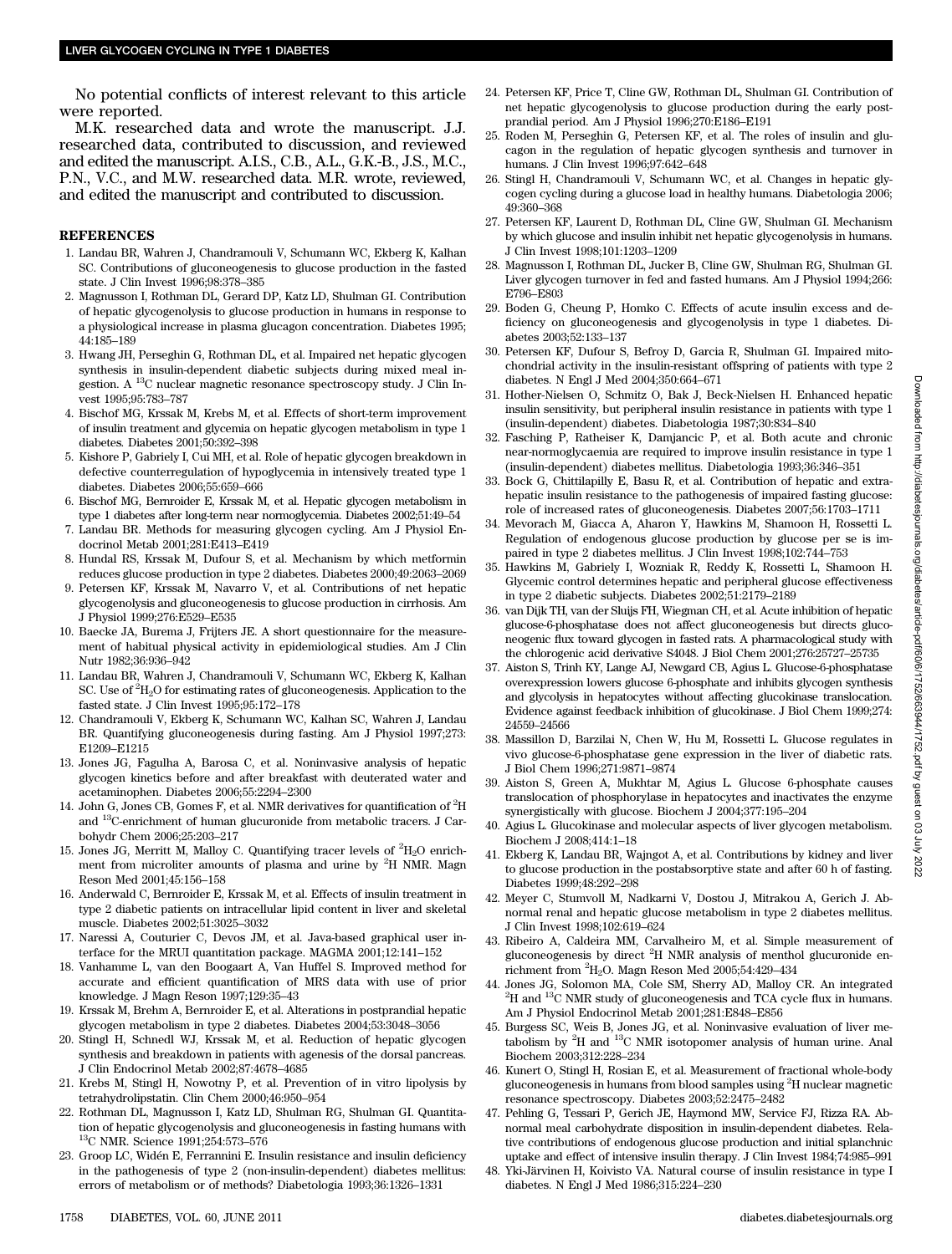No potential conflicts of interest relevant to this article were reported.

M.K. researched data and wrote the manuscript. J.J. researched data, contributed to discussion, and reviewed and edited the manuscript. A.I.S., C.B., A.L., G.K.-B., J.S., M.C., P.N., V.C., and M.W. researched data. M.R. wrote, reviewed, and edited the manuscript and contributed to discussion.

## REFERENCES

1. Landau BR, Wahren J, Chandramouli V, Schumann WC, Ekberg K, Kalhan SC. Contributions of gluconeogenesis to glucose production in the fasted state. J Clin Invest 1996;98:378–385
2. Magnusson I, Rothman DL, Gerard DP, Katz LD, Shulman GI. Contribution of hepatic glycogenolysis to glucose production in humans in response to a physiological increase in plasma glucagon concentration. Diabetes 1995;44:185–189
3. Hwang JH, Perseghin G, Rothman DL, et al. Impaired net hepatic glycogen synthesis in insulin-dependent diabetic subjects during mixed meal ingestion. A $^{13}$C nuclear magnetic resonance spectroscopy study. J Clin Invest 1995;95:783–787
4. Bischof MG, Krssak M, Krebs M, et al. Effects of short-term improvement of insulin treatment and glycemia on hepatic glycogen metabolism in type 1 diabetes. Diabetes 2001;50:392–398
5. Kishore P, Gabriely I, Cui MH, et al. Role of hepatic glycogen breakdown in defective counterregulation of hypoglycemia in intensively treated type 1 diabetes. Diabetes 2006;55:659–666
6. Bischof MG, Bernroider E, Krssak M, et al. Hepatic glycogen metabolism in type 1 diabetes after long-term near normoglycemia. Diabetes 2002;51:49–54
7. Landau BR. Methods for measuring glycogen cycling. Am J Physiol Endocrinol Metab 2001;281:E413–E419
8. Hundal RS, Krssak M, Dufour S, et al. Mechanism by which metformin reduces glucose production in type 2 diabetes. Diabetes 2000;49:2063–2069
9. Petersen KF, Krssak M, Navarro V, et al. Contributions of net hepatic glycogenolysis and gluconeogenesis to glucose production in cirrhosis. Am J Physiol 1999;276:E529–E535
10. Baecke JA, Burema J, Frijters JE. A short questionnaire for the measurement of habitual physical activity in epidemiological studies. Am J Clin Nutr 1982;36:936–942
11. Landau BR, Wahren J, Chandramouli V, Schumann WC, Ekberg K, Kalhan SC. Use of $^2H_2O$ for estimating rates of gluconeogenesis. Application to the fasted state. J Clin Invest 1995;95:172–178
12. Chandramouli V, Ekberg K, Schumann WC, Kalhan SC, Wahren J, Landau BR. Quantifying gluconeogenesis during fasting. Am J Physiol 1997;273:E1209–E1215
13. Jones JG, Fagulha A, Barosa C, et al. Noninvasive analysis of hepatic glycogen kinetics before and after breakfast with deuterated water and acetaminophen. Diabetes 2006;55:2294–2300
14. John G, Jones CB, Gomes F, et al. NMR derivatives for quantification of $^2$H and $^{13}$C-enrichment of human glucuronide from metabolic tracers. J Carbohydr Chem 2006;25:203–217
15. Jones JG, Merritt M, Malloy C. Quantifying tracer levels of $^2H_2O$ enrichment from microliter amounts of plasma and urine by $^2$H NMR. Magn Reson Med 2001;45:156–158
16. Anderwald C, Bernroider E, Krssak M, et al. Effects of insulin treatment in type 2 diabetic patients on intracellular lipid content in liver and skeletal muscle. Diabetes 2002;51:3025–3032
17. Naressi A, Couturier C, Devos JM, et al. Java-based graphical user interface for the MRUI quantitation package. MAGMA 2001;12:141–152
18. Vanhamme L, van den Boogaart A, Van Huffel S. Improved method for accurate and efficient quantification of MRS data with use of prior knowledge. J Magn Reson 1997;129:35–43
19. Krssak M, Brehm A, Bernroider E, et al. Alterations in postprandial hepatic glycogen metabolism in type 2 diabetes. Diabetes 2004;53:3048–3056
20. Stingl H, Schnedl WJ, Krssak M, et al. Reduction of hepatic glycogen synthesis and breakdown in patients with agenesis of the dorsal pancreas. J Clin Endocrinol Metab 2002;87:4678–4685
21. Krebs M, Stingl H, Nowotny P, et al. Prevention of in vitro lipolysis by tetrahydrolipstatin. Clin Chem 2000;46:950–954
22. Rothman DL, Magnusson I, Katz LD, Shulman RG, Shulman GI. Quantitation of hepatic glycogenolysis and gluconeogenesis in fasting humans with $^{13}$C NMR. Science 1991;254:573–576
23. Groop LC, Widén E, Ferrannini E. Insulin resistance and insulin deficiency in the pathogenesis of type 2 (non-insulin-dependent) diabetes mellitus: errors of metabolism or of methods? Diabetologia 1993;36:1326–1331
24. Petersen KF, Price T, Cline GW, Rothman DL, Shulman GI. Contribution of net hepatic glycogenolysis to glucose production during the early postprandial period. Am J Physiol 1996;270:E186–E191
25. Roden M, Perseghin G, Petersen KF, et al. The roles of insulin and glucagon in the regulation of hepatic glycogen synthesis and turnover in humans. J Clin Invest 1996;97:642–648
26. Stingl H, Chandramouli V, Schumann WC, et al. Changes in hepatic glycogen cycling during a glucose load in healthy humans. Diabetologia 2006;49:360–368
27. Petersen KF, Laurent D, Rothman DL, Cline GW, Shulman GI. Mechanism by which glucose and insulin inhibit net hepatic glycogenolysis in humans. J Clin Invest 1998;101:1203–1209
28. Magnusson I, Rothman DL, Jucker B, Cline GW, Shulman RG, Shulman GI. Liver glycogen turnover in fed and fasted humans. Am J Physiol 1994;266:E796–E803
29. Boden G, Cheung P, Homko C. Effects of acute insulin excess and deficiency on gluconeogenesis and glycogenolysis in type 1 diabetes. Diabetes 2003;52:133–137
30. Petersen KF, Dufour S, Befroy D, Garcia R, Shulman GI. Impaired mitochondrial activity in the insulin-resistant offspring of patients with type 2 diabetes. N Engl J Med 2004;350:664–671
31. Hother-Nielsen O, Schmitz O, Bak J, Beck-Nielsen H. Enhanced hepatic insulin sensitivity, but peripheral insulin resistance in patients with type 1 (insulin-dependent) diabetes. Diabetologia 1987;30:834–840
32. Fasching P, Ratheiser K, Damjancic P, et al. Both acute and chronic near-normoglycaemia are required to improve insulin resistance in type 1 (insulin-dependent) diabetes mellitus. Diabetologia 1993;36:346–351
33. Bock G, Chittilapilly E, Basu R, et al. Contribution of hepatic and extrahepatic insulin resistance to the pathogenesis of impaired fasting glucose: role of increased rates of gluconeogenesis. Diabetes 2007;56:1703–1711
34. Mevorach M, Giacca A, Aharon Y, Hawkins M, Shamoon H, Rossetti L. Regulation of endogenous glucose production by glucose per se is impaired in type 2 diabetes mellitus. J Clin Invest 1998;102:744–753
35. Hawkins M, Gabriely I, Wozniak R, Reddy K, Rossetti L, Shamoon H. Glycemic control determines hepatic and peripheral glucose effectiveness in type 2 diabetic subjects. Diabetes 2002;51:2179–2189
36. van Dijk TH, van der Sluijs FH, Wiegman CH, et al. Acute inhibition of hepatic glucose-6-phosphatase does not affect gluconeogenesis but directs gluconeogenic flux toward glycogen in fasted rats. A pharmacological study with the chlorogenic acid derivative S4048. J Biol Chem 2001;276:25727–25735
37. Aiston S, Trinh KY, Lange AJ, Newgard CB, Agius L. Glucose-6-phosphatase overexpression lowers glucose 6-phosphate and inhibits glycogen synthesis and glycolysis in hepatocytes without affecting glucokinase translocation. Evidence against feedback inhibition of glucokinase. J Biol Chem 1999;274:24559–24566
38. Massillon D, Barzilai N, Chen W, Hu M, Rossetti L. Glucose regulates in vivo glucose-6-phosphatase gene expression in the liver of diabetic rats. J Biol Chem 1996;271:9871–9874
39. Aiston S, Green A, Mukhtar M, Agius L. Glucose 6-phosphate causes translocation of phosphorylase in hepatocytes and inactivates the enzyme synergistically with glucose. Biochem J 2004;377:195–204
40. Agius L. Glucokinase and molecular aspects of liver glycogen metabolism. Biochem J 2008;414:1–18
41. Ekberg K, Landau BR, Wajngot A, et al. Contributions by kidney and liver to glucose production in the postabsorptive state and after 60 h of fasting. Diabetes 1999;48:292–298
42. Meyer C, Stumvoll M, Nadkarni V, Dostou J, Mitrakou A, Gerich J. Abnormal renal and hepatic glucose metabolism in type 2 diabetes mellitus. J Clin Invest 1998;102:619–624
43. Ribeiro A, Caldeira MM, Carvalheiro M, et al. Simple measurement of gluconeogenesis by direct $^2$H NMR analysis of menthol glucuronide enrichment from $^2H_2O$. Magn Reson Med 2005;54:429–434
44. Jones JG, Solomon MA, Cole SM, Sherry AD, Malloy CR. An integrated $^2$H and $^{13}$C NMR study of gluconeogenesis and TCA cycle flux in humans. Am J Physiol Endocrinol Metab 2001;281:E848–E856
45. Burgess SC, Weis B, Jones JG, et al. Noninvasive evaluation of liver metabolism by $^2$H and $^{13}$C NMR isotopomer analysis of human urine. Anal Biochem 2003;312:228–234
46. Kunert O, Stingl H, Rosian E, et al. Measurement of fractional whole-body gluconeogenesis in humans from blood samples using $^2$H nuclear magnetic resonance spectroscopy. Diabetes 2003;52:2475–2482
47. Pehling G, Tessari P, Gerich JE, Haymond MW, Service FJ, Rizza RA. Abnormal meal carbohydrate disposition in insulin-dependent diabetes. Relative contributions of endogenous glucose production and initial splanchnic uptake and effect of intensive insulin therapy. J Clin Invest 1984;74:985–991
48. Yki-Järvinen H, Koivisto VA. Natural course of insulin resistance in type I diabetes. N Engl J Med 1986;315:224–230